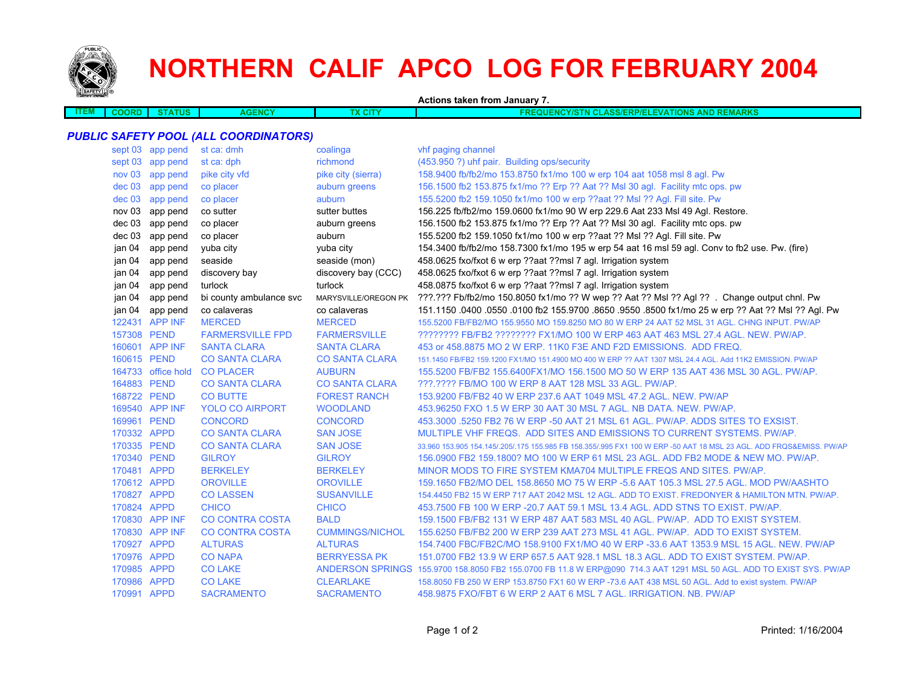# NORTHERN CALIF APCO LOG FOR FEBRUARY 2004

Actions taken from January 7.

| ITEM | COORD | STATUS | AGENCY | TX CITY | FREQUENCY/STN CLASS/ERP/ELEVATIONS AND REMARKS |
|---|---|---|---|---|---|

## PUBLIC SAFETY POOL (ALL COORDINATORS)

| ITEM | COORD | STATUS | AGENCY | TX CITY | FREQUENCY/STN CLASS/ERP/ELEVATIONS AND REMARKS |
|---|---|---|---|---|---|
| | sept 03 | app pend | st ca: dmh | coalinga | vhf paging channel |
| | sept 03 | app pend | st ca: dph | richmond | (453.950 ?) uhf pair. Building ops/security |
| | nov 03 | app pend | pike city vfd | pike city (sierra) | 158.9400 fb/fb2/mo 153.8750 fx1/mo 100 w erp 104 aat 1058 msl 8 agl. Pw |
| | dec 03 | app pend | co placer | auburn greens | 156.1500 fb2 153.875 fx1/mo ?? Erp ?? Aat ?? Msl 30 agl. Facility mtc ops. pw |
| | dec 03 | app pend | co placer | auburn | 155.5200 fb2 159.1050 fx1/mo 100 w erp ??aat ?? Msl ?? Agl. Fill site. Pw |
| | nov 03 | app pend | co sutter | sutter buttes | 156.225 fb/fb2/mo 159.0600 fx1/mo 90 W erp 229.6 Aat 233 Msl 49 Agl. Restore. |
| | dec 03 | app pend | co placer | auburn greens | 156.1500 fb2 153.875 fx1/mo ?? Erp ?? Aat ?? Msl 30 agl. Facility mtc ops. pw |
| | dec 03 | app pend | co placer | auburn | 155.5200 fb2 159.1050 fx1/mo 100 w erp ??aat ?? Msl ?? Agl. Fill site. Pw |
| | jan 04 | app pend | yuba city | yuba city | 154.3400 fb/fb2/mo 158.7300 fx1/mo 195 w erp 54 aat 16 msl 59 agl. Conv to fb2 use. Pw. (fire) |
| | jan 04 | app pend | seaside | seaside (mon) | 458.0625 fxo/fxot 6 w erp ??aat ??msl 7 agl. Irrigation system |
| | jan 04 | app pend | discovery bay | discovery bay (CCC) | 458.0625 fxo/fxot 6 w erp ??aat ??msl 7 agl. Irrigation system |
| | jan 04 | app pend | turlock | turlock | 458.0875 fxo/fxot 6 w erp ??aat ??msl 7 agl. Irrigation system |
| | jan 04 | app pend | bi county ambulance svc | MARYSVILLE/OREGON PK | ???.??? Fb/fb2/mo 150.8050 fx1/mo ?? W wep ?? Aat ?? Msl ?? Agl ?? . Change output chnl. Pw |
| | jan 04 | app pend | co calaveras | co calaveras | 151.1150 .0400 .0550 .0100 fb2 155.9700 .9550 .8500 fx1/mo 25 w erp ?? Aat ?? Msl ?? Agl. Pw |
| | 122431 | APP INF | MERCED | MERCED | 155.5200 FB/FB2/MO 155.9550 MO 159.8250 MO 80 W ERP 24 AAT 52 MSL 31 AGL. CHNG INPUT. PW/AP |
| | 157308 | PEND | FARMERSVILLE FPD | FARMERSVILLE | ???????? FB/FB2 ???????? FX1/MO 100 W ERP 463 AAT 463 MSL 27.4 AGL. NEW. PW/AP. |
| | 160601 | APP INF | SANTA CLARA | SANTA CLARA | 453 or 458.8875 MO 2 W ERP. 11K0 F3E AND F2D EMISSIONS. ADD FREQ. |
| | 160615 | PEND | CO SANTA CLARA | CO SANTA CLARA | 151.1450 FB/FB2 159.1200 FX1/MO 151.4900 MO 400 W ERP ?? AAT 1307 MSL 24.4 AGL. Add 11K2 EMISSION. PW/AP |
| | 164733 | office hold | CO PLACER | AUBURN | 155.5200 FB/FB2 155.6400FX1/MO 156.1500 MO 50 W ERP 135 AAT 436 MSL 30 AGL. PW/AP. |
| | 164883 | PEND | CO SANTA CLARA | CO SANTA CLARA | ???.???? FB/MO 100 W ERP 8 AAT 128 MSL 33 AGL. PW/AP. |
| | 168722 | PEND | CO BUTTE | FOREST RANCH | 153.9200 FB/FB2 40 W ERP 237.6 AAT 1049 MSL 47.2 AGL. NEW. PW/AP |
| | 169540 | APP INF | YOLO CO AIRPORT | WOODLAND | 453.96250 FXO 1.5 W ERP 30 AAT 30 MSL 7 AGL. NB DATA. NEW. PW/AP. |
| | 169961 | PEND | CONCORD | CONCORD | 453.3000 .5250 FB2 76 W ERP -50 AAT 21 MSL 61 AGL. PW/AP. ADDS SITES TO EXSIST. |
| | 170332 | APPD | CO SANTA CLARA | SAN JOSE | MULTIPLE VHF FREQS. ADD SITES AND EMISSIONS TO CURRENT SYSTEMS. PW/AP. |
| | 170335 | PEND | CO SANTA CLARA | SAN JOSE | 33.960 153.905 154.145/.205/.175 155.985 FB 158.355/.995 FX1 100 W ERP -50 AAT 18 MSL 23 AGL. ADD FRQS&EMISS. PW/AP |
| | 170340 | PEND | GILROY | GILROY | 156.0900 FB2 159.1800? MO 100 W ERP 61 MSL 23 AGL. ADD FB2 MODE & NEW MO. PW/AP. |
| | 170481 | APPD | BERKELEY | BERKELEY | MINOR MODS TO FIRE SYSTEM KMA704 MULTIPLE FREQS AND SITES. PW/AP. |
| | 170612 | APPD | OROVILLE | OROVILLE | 159.1650 FB2/MO DEL 158.8650 MO 75 W ERP -5.6 AAT 105.3 MSL 27.5 AGL. MOD PW/AASHTO |
| | 170827 | APPD | CO LASSEN | SUSANVILLE | 154.4450 FB2 15 W ERP 717 AAT 2042 MSL 12 AGL. ADD TO EXIST. FREDONYER & HAMILTON MTN. PW/AP. |
| | 170824 | APPD | CHICO | CHICO | 453.7500 FB 100 W ERP -20.7 AAT 59.1 MSL 13.4 AGL. ADD STNS TO EXIST. PW/AP. |
| | 170830 | APP INF | CO CONTRA COSTA | BALD | 159.1500 FB/FB2 131 W ERP 487 AAT 583 MSL 40 AGL. PW/AP. ADD TO EXIST SYSTEM. |
| | 170830 | APP INF | CO CONTRA COSTA | CUMMINGS/NICHOL | 155.6250 FB/FB2 200 W ERP 239 AAT 273 MSL 41 AGL. PW/AP. ADD TO EXIST SYSTEM. |
| | 170927 | APPD | ALTURAS | ALTURAS | 154.7400 FBC/FB2C/MO 158.9100 FX1/MO 40 W ERP -33.6 AAT 1353.9 MSL 15 AGL. NEW. PW/AP |
| | 170976 | APPD | CO NAPA | BERRYESSA PK | 151.0700 FB2 13.9 W ERP 657.5 AAT 928.1 MSL 18.3 AGL. ADD TO EXIST SYSTEM. PW/AP. |
| | 170985 | APPD | CO LAKE | ANDERSON SPRINGS | 155.9700 158.8050 FB2 155.0700 FB 11.8 W ERP@090 714.3 AAT 1291 MSL 50 AGL. ADD TO EXIST SYS. PW/AP |
| | 170986 | APPD | CO LAKE | CLEARLAKE | 158.8050 FB 250 W ERP 153.8750 FX1 60 W ERP -73.6 AAT 438 MSL 50 AGL. Add to exist system. PW/AP |
| | 170991 | APPD | SACRAMENTO | SACRAMENTO | 458.9875 FXO/FBT 6 W ERP 2 AAT 6 MSL 7 AGL. IRRIGATION. NB. PW/AP |

Printed: 1/16/2004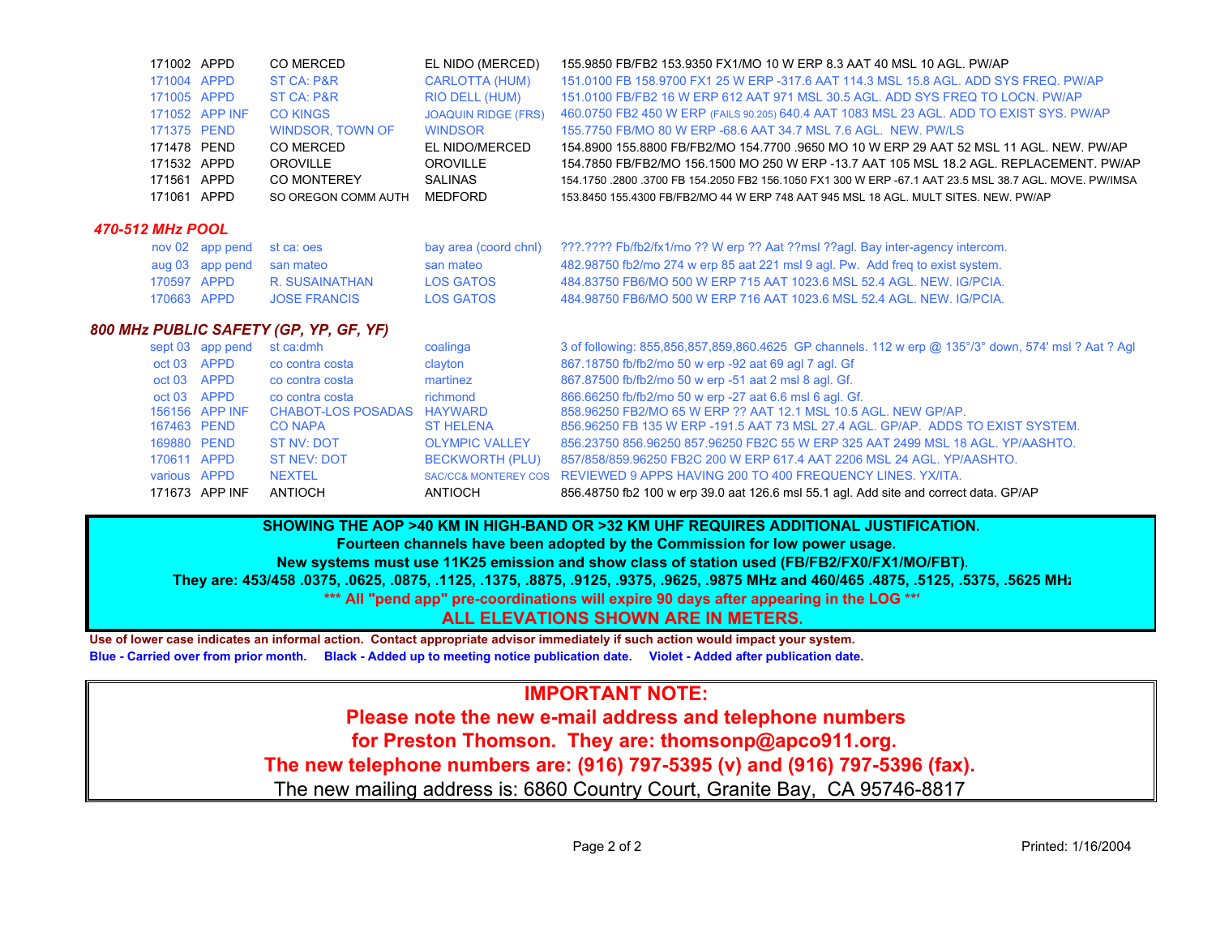| | | | | |
|---|---|---|---|---|
| 171002 | APPD | CO MERCED | EL NIDO (MERCED) | 155.9850 FB/FB2 153.9350 FX1/MO 10 W ERP 8.3 AAT 40 MSL 10 AGL. PW/AP |
| 171004 | APPD | ST CA: P&R | CARLOTTA (HUM) | 151.0100 FB 158.9700 FX1 25 W ERP -317.6 AAT 114.3 MSL 15.8 AGL. ADD SYS FREQ. PW/AP |
| 171005 | APPD | ST CA: P&R | RIO DELL (HUM) | 151.0100 FB/FB2 16 W ERP 612 AAT 971 MSL 30.5 AGL. ADD SYS FREQ TO LOCN. PW/AP |
| 171052 | APP INF | CO KINGS | JOAQUIN RIDGE (FRS) | 460.0750 FB2 450 W ERP (FAILS 90.205) 640.4 AAT 1083 MSL 23 AGL. ADD TO EXIST SYS. PW/AP |
| 171375 | PEND | WINDSOR, TOWN OF | WINDSOR | 155.7750 FB/MO 80 W ERP -68.6 AAT 34.7 MSL 7.6 AGL. NEW. PW/LS |
| 171478 | PEND | CO MERCED | EL NIDO/MERCED | 154.8900 155.8800 FB/FB2/MO 154.7700 .9650 MO 10 W ERP 29 AAT 52 MSL 11 AGL. NEW. PW/AP |
| 171532 | APPD | OROVILLE | OROVILLE | 154.7850 FB/FB2/MO 156.1500 MO 250 W ERP -13.7 AAT 105 MSL 18.2 AGL. REPLACEMENT. PW/AP |
| 171561 | APPD | CO MONTEREY | SALINAS | 154.1750 .2800 .3700 FB 154.2050 FB2 156.1050 FX1 300 W ERP -67.1 AAT 23.5 MSL 38.7 AGL. MOVE. PW/IMSA |
| 171061 | APPD | SO OREGON COMM AUTH | MEDFORD | 153.8450 155.4300 FB/FB2/MO 44 W ERP 748 AAT 945 MSL 18 AGL. MULT SITES. NEW. PW/AP |

## *470-512 MHz POOL*

| | | | | |
|---|---|---|---|---|
| nov 02 | app pend | st ca: oes | bay area (coord chnl) | ???.???? Fb/fb2/fx1/mo ?? W erp ?? Aat ??msl ??agl. Bay inter-agency intercom. |
| aug 03 | app pend | san mateo | san mateo | 482.98750 fb2/mo 274 w erp 85 aat 221 msl 9 agl. Pw. Add freq to exist system. |
| 170597 | APPD | R. SUSAINATHAN | LOS GATOS | 484.83750 FB6/MO 500 W ERP 715 AAT 1023.6 MSL 52.4 AGL. NEW. IG/PCIA. |
| 170663 | APPD | JOSE FRANCIS | LOS GATOS | 484.98750 FB6/MO 500 W ERP 716 AAT 1023.6 MSL 52.4 AGL. NEW. IG/PCIA. |

## *800 MHz PUBLIC SAFETY (GP, YP, GF, YF)*

| | | | | |
|---|---|---|---|---|
| sept 03 | app pend | st ca:dmh | coalinga | 3 of following: 855,856,857,859,860.4625 GP channels. 112 w erp @ 135°/3° down, 574' msl ? Aat ? Agl |
| oct 03 | APPD | co contra costa | clayton | 867.18750 fb/fb2/mo 50 w erp -92 aat 69 agl 7 agl. Gf |
| oct 03 | APPD | co contra costa | martinez | 867.87500 fb/fb2/mo 50 w erp -51 aat 2 msl 8 agl. Gf. |
| oct 03 | APPD | co contra costa | richmond | 866.66250 fb/fb2/mo 50 w erp -27 aat 6.6 msl 6 agl. Gf. |
| 156156 | APP INF | CHABOT-LOS POSADAS | HAYWARD | 858.96250 FB2/MO 65 W ERP ?? AAT 12.1 MSL 10.5 AGL. NEW GP/AP. |
| 167463 | PEND | CO NAPA | ST HELENA | 856.96250 FB 135 W ERP -191.5 AAT 73 MSL 27.4 AGL. GP/AP. ADDS TO EXIST SYSTEM. |
| 169880 | PEND | ST NV: DOT | OLYMPIC VALLEY | 856.23750 856.96250 857.96250 FB2C 55 W ERP 325 AAT 2499 MSL 18 AGL. YP/AASHTO. |
| 170611 | APPD | ST NEV: DOT | BECKWORTH (PLU) | 857/858/859.96250 FB2C 200 W ERP 617.4 AAT 2206 MSL 24 AGL. YP/AASHTO. |
| various | APPD | NEXTEL | SAC/CC& MONTEREY COS | REVIEWED 9 APPS HAVING 200 TO 400 FREQUENCY LINES. YX/ITA. |
| 171673 | APP INF | ANTIOCH | ANTIOCH | 856.48750 fb2 100 w erp 39.0 aat 126.6 msl 55.1 agl. Add site and correct data. GP/AP |

**SHOWING THE AOP >40 KM IN HIGH-BAND OR >32 KM UHF REQUIRES ADDITIONAL JUSTIFICATION.**
**Fourteen channels have been adopted by the Commission for low power usage.**
**New systems must use 11K25 emission and show class of station used (FB/FB2/FX0/FX1/MO/FBT).**
**They are: 453/458 .0375, .0625, .0875, .1125, .1375, .8875, .9125, .9375, .9625, .9875 MHz and 460/465 .4875, .5125, .5375, .5625 MHz**
**\*\*\* All "pend app" pre-coordinations will expire 90 days after appearing in the LOG \*\*\***
**ALL ELEVATIONS SHOWN ARE IN METERS.**

**Use of lower case indicates an informal action. Contact appropriate advisor immediately if such action would impact your system.**
**Blue - Carried over from prior month. Black - Added up to meeting notice publication date. Violet - Added after publication date.**

**IMPORTANT NOTE:**
**Please note the new e-mail address and telephone numbers for Preston Thomson. They are: thomsonp@apco911.org.**
**The new telephone numbers are: (916) 797-5395 (v) and (916) 797-5396 (fax).**
The new mailing address is: 6860 Country Court, Granite Bay, CA 95746-8817

Printed: 1/16/2004